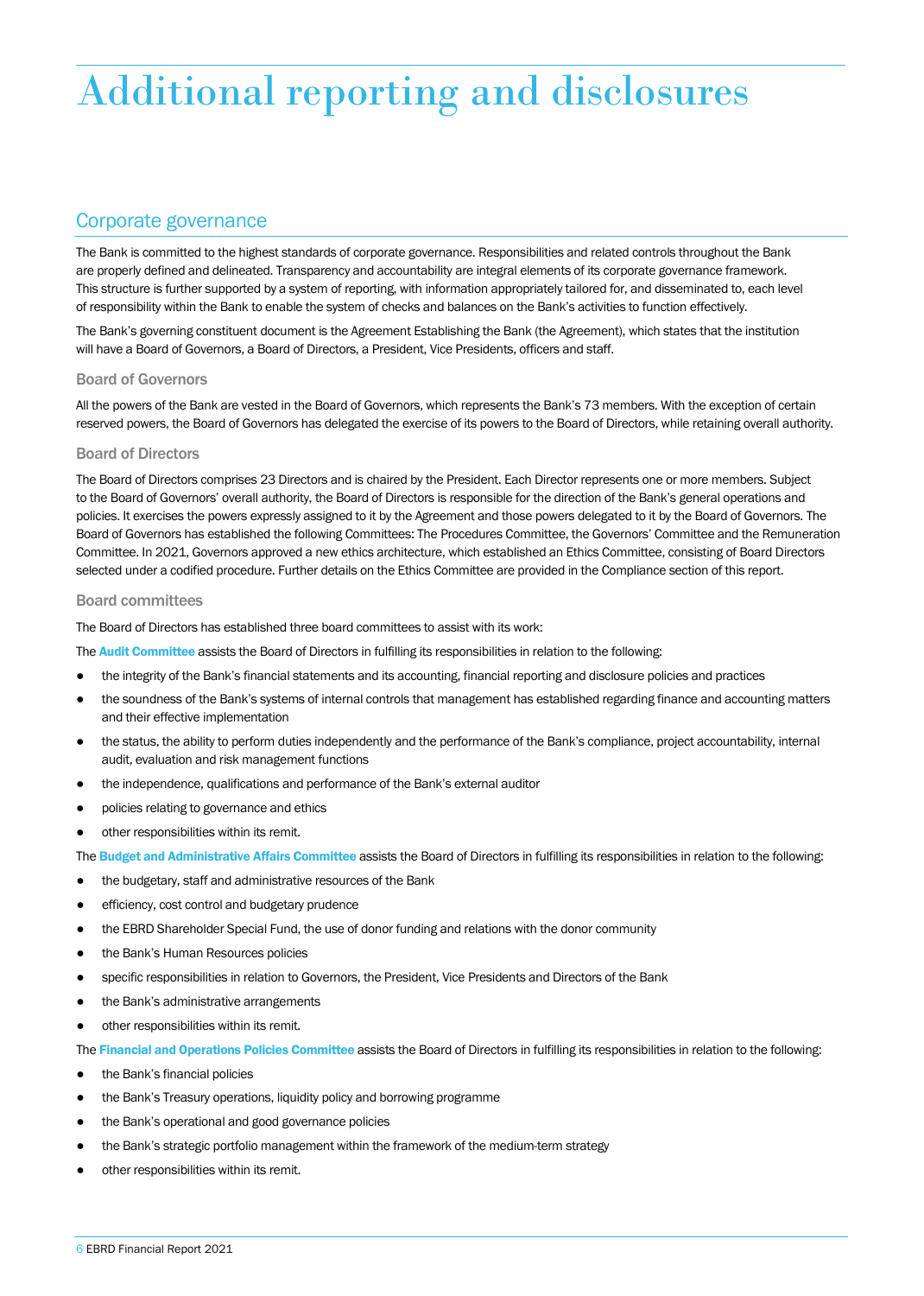# Additional reporting and disclosures

## Corporate governance

The Bank is committed to the highest standards of corporate governance. Responsibilities and related controls throughout the Bank are properly defined and delineated. Transparency and accountability are integral elements of its corporate governance framework. This structure is further supported by a system of reporting, with information appropriately tailored for, and disseminated to, each level of responsibility within the Bank to enable the system of checks and balances on the Bank's activities to function effectively.

The Bank's governing constituent document is the Agreement Establishing the Bank (the Agreement), which states that the institution will have a Board of Governors, a Board of Directors, a President, Vice Presidents, officers and staff.

### Board of Governors

All the powers of the Bank are vested in the Board of Governors, which represents the Bank's 73 members. With the exception of certain reserved powers, the Board of Governors has delegated the exercise of its powers to the Board of Directors, while retaining overall authority.

### Board of Directors

The Board of Directors comprises 23 Directors and is chaired by the President. Each Director represents one or more members. Subject to the Board of Governors' overall authority, the Board of Directors is responsible for the direction of the Bank's general operations and policies. It exercises the powers expressly assigned to it by the Agreement and those powers delegated to it by the Board of Governors. The Board of Governors has established the following Committees: The Procedures Committee, the Governors' Committee and the Remuneration Committee. In 2021, Governors approved a new ethics architecture, which established an Ethics Committee, consisting of Board Directors selected under a codified procedure. Further details on the Ethics Committee are provided in the Compliance section of this report.

### Board committees

The Board of Directors has established three board committees to assist with its work:

The **Audit Committee** assists the Board of Directors in fulfilling its responsibilities in relation to the following:

- the integrity of the Bank's financial statements and its accounting, financial reporting and disclosure policies and practices
- the soundness of the Bank's systems of internal controls that management has established regarding finance and accounting matters and their effective implementation
- the status, the ability to perform duties independently and the performance of the Bank's compliance, project accountability, internal audit, evaluation and risk management functions
- the independence, qualifications and performance of the Bank's external auditor
- policies relating to governance and ethics
- other responsibilities within its remit.

The **Budget and Administrative Affairs Committee** assists the Board of Directors in fulfilling its responsibilities in relation to the following:

- the budgetary, staff and administrative resources of the Bank
- efficiency, cost control and budgetary prudence
- the EBRD Shareholder Special Fund, the use of donor funding and relations with the donor community
- the Bank's Human Resources policies
- specific responsibilities in relation to Governors, the President, Vice Presidents and Directors of the Bank
- the Bank's administrative arrangements
- other responsibilities within its remit.

The **Financial and Operations Policies Committee** assists the Board of Directors in fulfilling its responsibilities in relation to the following:

- the Bank's financial policies
- the Bank's Treasury operations, liquidity policy and borrowing programme
- the Bank's operational and good governance policies
- the Bank's strategic portfolio management within the framework of the medium-term strategy
- other responsibilities within its remit.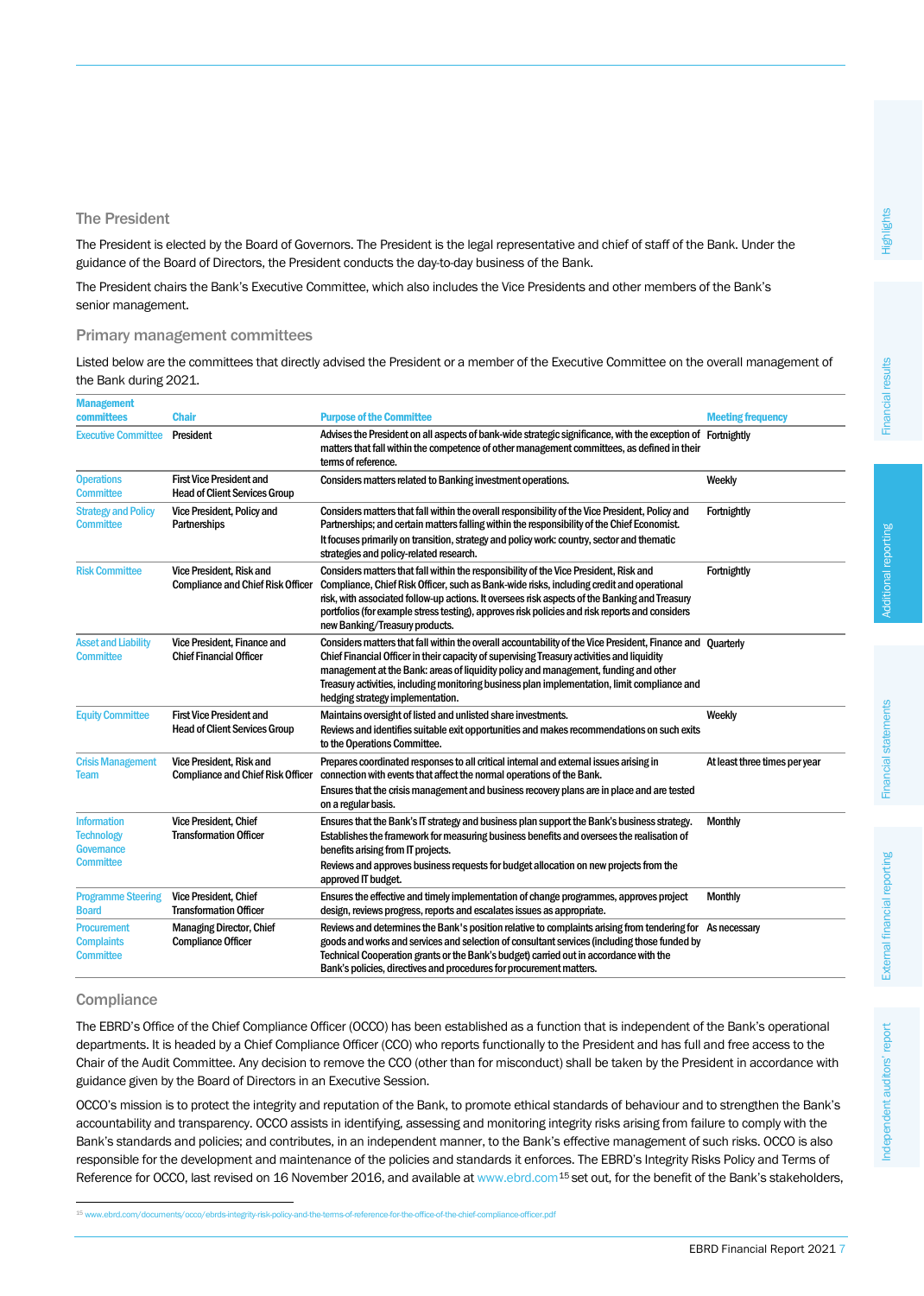## The President

The President is elected by the Board of Governors. The President is the legal representative and chief of staff of the Bank. Under the guidance of the Board of Directors, the President conducts the day-to-day business of the Bank.

The President chairs the Bank's Executive Committee, which also includes the Vice Presidents and other members of the Bank's senior management.

### Primary management committees

Listed below are the committees that directly advised the President or a member of the Executive Committee on the overall management of the Bank during 2021.

| Management committees | Chair | Purpose of the Committee | Meeting frequency |
|---|---|---|---|
| Executive Committee | President | Advises the President on all aspects of bank-wide strategic significance, with the exception of matters that fall within the competence of other management committees, as defined in their terms of reference. | Fortnightly |
| Operations Committee | First Vice President and Head of Client Services Group | Considers matters related to Banking investment operations. | Weekly |
| Strategy and Policy Committee | Vice President, Policy and Partnerships | Considers matters that fall within the overall responsibility of the Vice President, Policy and Partnerships; and certain matters falling within the responsibility of the Chief Economist. It focuses primarily on transition, strategy and policy work: country, sector and thematic strategies and policy-related research. | Fortnightly |
| Risk Committee | Vice President, Risk and Compliance and Chief Risk Officer | Considers matters that fall within the responsibility of the Vice President, Risk and Compliance, Chief Risk Officer, such as Bank-wide risks, including credit and operational risk, with associated follow-up actions. It oversees risk aspects of the Banking and Treasury portfolios (for example stress testing), approves risk policies and risk reports and considers new Banking/Treasury products. | Fortnightly |
| Asset and Liability Committee | Vice President, Finance and Chief Financial Officer | Considers matters that fall within the overall accountability of the Vice President, Finance and Chief Financial Officer in their capacity of supervising Treasury activities and liquidity management at the Bank: areas of liquidity policy and management, funding and other Treasury activities, including monitoring business plan implementation, limit compliance and hedging strategy implementation. | Quarterly |
| Equity Committee | First Vice President and Head of Client Services Group | Maintains oversight of listed and unlisted share investments. Reviews and identifies suitable exit opportunities and makes recommendations on such exits to the Operations Committee. | Weekly |
| Crisis Management Team | Vice President, Risk and Compliance and Chief Risk Officer | Prepares coordinated responses to all critical internal and external issues arising in connection with events that affect the normal operations of the Bank. Ensures that the crisis management and business recovery plans are in place and are tested on a regular basis. | At least three times per year |
| Information Technology Governance Committee | Vice President, Chief Transformation Officer | Ensures that the Bank's IT strategy and business plan support the Bank's business strategy. Establishes the framework for measuring business benefits and oversees the realisation of benefits arising from IT projects. Reviews and approves business requests for budget allocation on new projects from the approved IT budget. | Monthly |
| Programme Steering Board | Vice President, Chief Transformation Officer | Ensures the effective and timely implementation of change programmes, approves project design, reviews progress, reports and escalates issues as appropriate. | Monthly |
| Procurement Complaints Committee | Managing Director, Chief Compliance Officer | Reviews and determines the Bank's position relative to complaints arising from tendering for goods and works and services and selection of consultant services (including those funded by Technical Cooperation grants or the Bank's budget) carried out in accordance with the Bank's policies, directives and procedures for procurement matters. | As necessary |

## Compliance

The EBRD's Office of the Chief Compliance Officer (OCCO) has been established as a function that is independent of the Bank's operational departments. It is headed by a Chief Compliance Officer (CCO) who reports functionally to the President and has full and free access to the Chair of the Audit Committee. Any decision to remove the CCO (other than for misconduct) shall be taken by the President in accordance with guidance given by the Board of Directors in an Executive Session.

OCCO's mission is to protect the integrity and reputation of the Bank, to promote ethical standards of behaviour and to strengthen the Bank's accountability and transparency. OCCO assists in identifying, assessing and monitoring integrity risks arising from failure to comply with the Bank's standards and policies; and contributes, in an independent manner, to the Bank's effective management of such risks. OCCO is also responsible for the development and maintenance of the policies and standards it enforces. The EBRD's Integrity Risks Policy and Terms of Reference for OCCO, last revised on 16 November 2016, and available at www.ebrd.com[15] set out, for the benefit of the Bank's stakeholders,

[15] www.ebrd.com/documents/occo/ebrds-integrity-risk-policy-and-the-terms-of-reference-for-the-office-of-the-chief-compliance-officer.pdf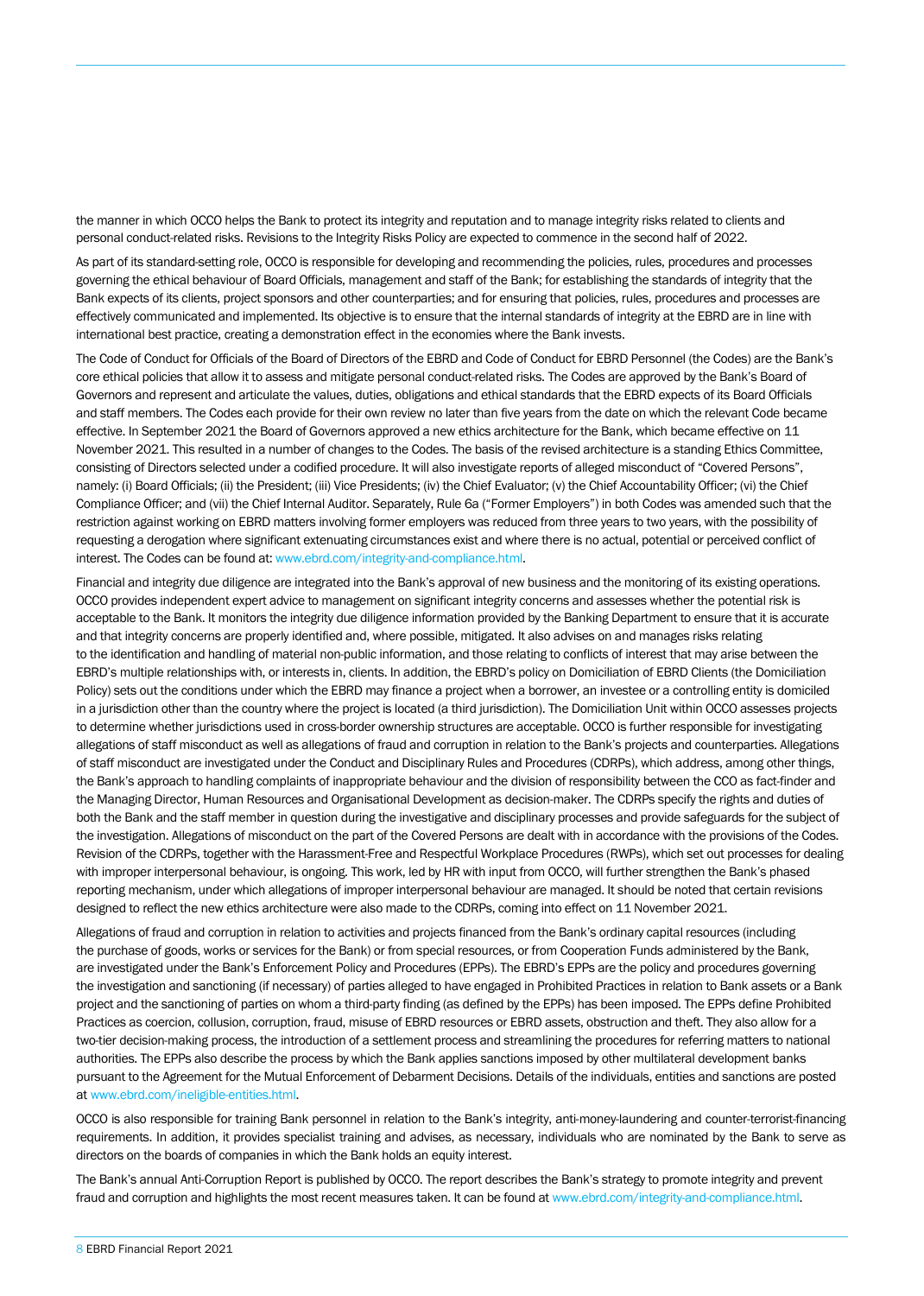the manner in which OCCO helps the Bank to protect its integrity and reputation and to manage integrity risks related to clients and personal conduct-related risks. Revisions to the Integrity Risks Policy are expected to commence in the second half of 2022.

As part of its standard-setting role, OCCO is responsible for developing and recommending the policies, rules, procedures and processes governing the ethical behaviour of Board Officials, management and staff of the Bank; for establishing the standards of integrity that the Bank expects of its clients, project sponsors and other counterparties; and for ensuring that policies, rules, procedures and processes are effectively communicated and implemented. Its objective is to ensure that the internal standards of integrity at the EBRD are in line with international best practice, creating a demonstration effect in the economies where the Bank invests.

The Code of Conduct for Officials of the Board of Directors of the EBRD and Code of Conduct for EBRD Personnel (the Codes) are the Bank's core ethical policies that allow it to assess and mitigate personal conduct-related risks. The Codes are approved by the Bank's Board of Governors and represent and articulate the values, duties, obligations and ethical standards that the EBRD expects of its Board Officials and staff members. The Codes each provide for their own review no later than five years from the date on which the relevant Code became effective. In September 2021 the Board of Governors approved a new ethics architecture for the Bank, which became effective on 11 November 2021. This resulted in a number of changes to the Codes. The basis of the revised architecture is a standing Ethics Committee, consisting of Directors selected under a codified procedure. It will also investigate reports of alleged misconduct of "Covered Persons", namely: (i) Board Officials; (ii) the President; (iii) Vice Presidents; (iv) the Chief Evaluator; (v) the Chief Accountability Officer; (vi) the Chief Compliance Officer; and (vii) the Chief Internal Auditor. Separately, Rule 6a ("Former Employers") in both Codes was amended such that the restriction against working on EBRD matters involving former employers was reduced from three years to two years, with the possibility of requesting a derogation where significant extenuating circumstances exist and where there is no actual, potential or perceived conflict of interest. The Codes can be found at: www.ebrd.com/integrity-and-compliance.html.

Financial and integrity due diligence are integrated into the Bank's approval of new business and the monitoring of its existing operations. OCCO provides independent expert advice to management on significant integrity concerns and assesses whether the potential risk is acceptable to the Bank. It monitors the integrity due diligence information provided by the Banking Department to ensure that it is accurate and that integrity concerns are properly identified and, where possible, mitigated. It also advises on and manages risks relating to the identification and handling of material non-public information, and those relating to conflicts of interest that may arise between the EBRD's multiple relationships with, or interests in, clients. In addition, the EBRD's policy on Domiciliation of EBRD Clients (the Domiciliation Policy) sets out the conditions under which the EBRD may finance a project when a borrower, an investee or a controlling entity is domiciled in a jurisdiction other than the country where the project is located (a third jurisdiction). The Domiciliation Unit within OCCO assesses projects to determine whether jurisdictions used in cross-border ownership structures are acceptable. OCCO is further responsible for investigating allegations of staff misconduct as well as allegations of fraud and corruption in relation to the Bank's projects and counterparties. Allegations of staff misconduct are investigated under the Conduct and Disciplinary Rules and Procedures (CDRPs), which address, among other things, the Bank's approach to handling complaints of inappropriate behaviour and the division of responsibility between the CCO as fact-finder and the Managing Director, Human Resources and Organisational Development as decision-maker. The CDRPs specify the rights and duties of both the Bank and the staff member in question during the investigative and disciplinary processes and provide safeguards for the subject of the investigation. Allegations of misconduct on the part of the Covered Persons are dealt with in accordance with the provisions of the Codes. Revision of the CDRPs, together with the Harassment-Free and Respectful Workplace Procedures (RWPs), which set out processes for dealing with improper interpersonal behaviour, is ongoing. This work, led by HR with input from OCCO, will further strengthen the Bank's phased reporting mechanism, under which allegations of improper interpersonal behaviour are managed. It should be noted that certain revisions designed to reflect the new ethics architecture were also made to the CDRPs, coming into effect on 11 November 2021.

Allegations of fraud and corruption in relation to activities and projects financed from the Bank's ordinary capital resources (including the purchase of goods, works or services for the Bank) or from special resources, or from Cooperation Funds administered by the Bank, are investigated under the Bank's Enforcement Policy and Procedures (EPPs). The EBRD's EPPs are the policy and procedures governing the investigation and sanctioning (if necessary) of parties alleged to have engaged in Prohibited Practices in relation to Bank assets or a Bank project and the sanctioning of parties on whom a third-party finding (as defined by the EPPs) has been imposed. The EPPs define Prohibited Practices as coercion, collusion, corruption, fraud, misuse of EBRD resources or EBRD assets, obstruction and theft. They also allow for a two-tier decision-making process, the introduction of a settlement process and streamlining the procedures for referring matters to national authorities. The EPPs also describe the process by which the Bank applies sanctions imposed by other multilateral development banks pursuant to the Agreement for the Mutual Enforcement of Debarment Decisions. Details of the individuals, entities and sanctions are posted at www.ebrd.com/ineligible-entities.html.

OCCO is also responsible for training Bank personnel in relation to the Bank's integrity, anti-money-laundering and counter-terrorist-financing requirements. In addition, it provides specialist training and advises, as necessary, individuals who are nominated by the Bank to serve as directors on the boards of companies in which the Bank holds an equity interest.

The Bank's annual Anti-Corruption Report is published by OCCO. The report describes the Bank's strategy to promote integrity and prevent fraud and corruption and highlights the most recent measures taken. It can be found at www.ebrd.com/integrity-and-compliance.html.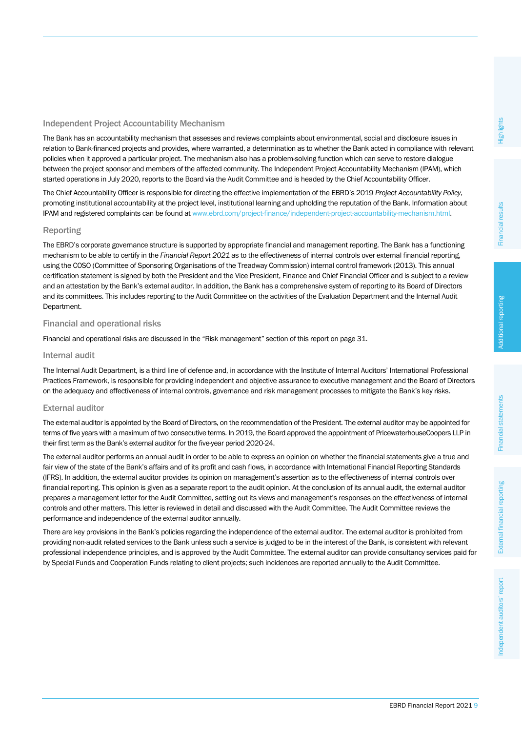### Independent Project Accountability Mechanism

The Bank has an accountability mechanism that assesses and reviews complaints about environmental, social and disclosure issues in relation to Bank-financed projects and provides, where warranted, a determination as to whether the Bank acted in compliance with relevant policies when it approved a particular project. The mechanism also has a problem-solving function which can serve to restore dialogue between the project sponsor and members of the affected community. The Independent Project Accountability Mechanism (IPAM), which started operations in July 2020, reports to the Board via the Audit Committee and is headed by the Chief Accountability Officer.

The Chief Accountability Officer is responsible for directing the effective implementation of the EBRD's 2019 *Project Accountability Policy*, promoting institutional accountability at the project level, institutional learning and upholding the reputation of the Bank. Information about IPAM and registered complaints can be found at www.ebrd.com/project-finance/independent-project-accountability-mechanism.html.

### Reporting

The EBRD's corporate governance structure is supported by appropriate financial and management reporting. The Bank has a functioning mechanism to be able to certify in the *Financial Report 2021* as to the effectiveness of internal controls over external financial reporting, using the COSO (Committee of Sponsoring Organisations of the Treadway Commission) internal control framework (2013). This annual certification statement is signed by both the President and the Vice President, Finance and Chief Financial Officer and is subject to a review and an attestation by the Bank's external auditor. In addition, the Bank has a comprehensive system of reporting to its Board of Directors and its committees. This includes reporting to the Audit Committee on the activities of the Evaluation Department and the Internal Audit Department.

### Financial and operational risks

Financial and operational risks are discussed in the "Risk management" section of this report on page 31.

### Internal audit

The Internal Audit Department, is a third line of defence and, in accordance with the Institute of Internal Auditors' International Professional Practices Framework, is responsible for providing independent and objective assurance to executive management and the Board of Directors on the adequacy and effectiveness of internal controls, governance and risk management processes to mitigate the Bank's key risks.

### External auditor

The external auditor is appointed by the Board of Directors, on the recommendation of the President. The external auditor may be appointed for terms of five years with a maximum of two consecutive terms. In 2019, the Board approved the appointment of PricewaterhouseCoopers LLP in their first term as the Bank's external auditor for the five-year period 2020-24.

The external auditor performs an annual audit in order to be able to express an opinion on whether the financial statements give a true and fair view of the state of the Bank's affairs and of its profit and cash flows, in accordance with International Financial Reporting Standards (IFRS). In addition, the external auditor provides its opinion on management's assertion as to the effectiveness of internal controls over financial reporting. This opinion is given as a separate report to the audit opinion. At the conclusion of its annual audit, the external auditor prepares a management letter for the Audit Committee, setting out its views and management's responses on the effectiveness of internal controls and other matters. This letter is reviewed in detail and discussed with the Audit Committee. The Audit Committee reviews the performance and independence of the external auditor annually.

There are key provisions in the Bank's policies regarding the independence of the external auditor. The external auditor is prohibited from providing non-audit related services to the Bank unless such a service is judged to be in the interest of the Bank, is consistent with relevant professional independence principles, and is approved by the Audit Committee. The external auditor can provide consultancy services paid for by Special Funds and Cooperation Funds relating to client projects; such incidences are reported annually to the Audit Committee.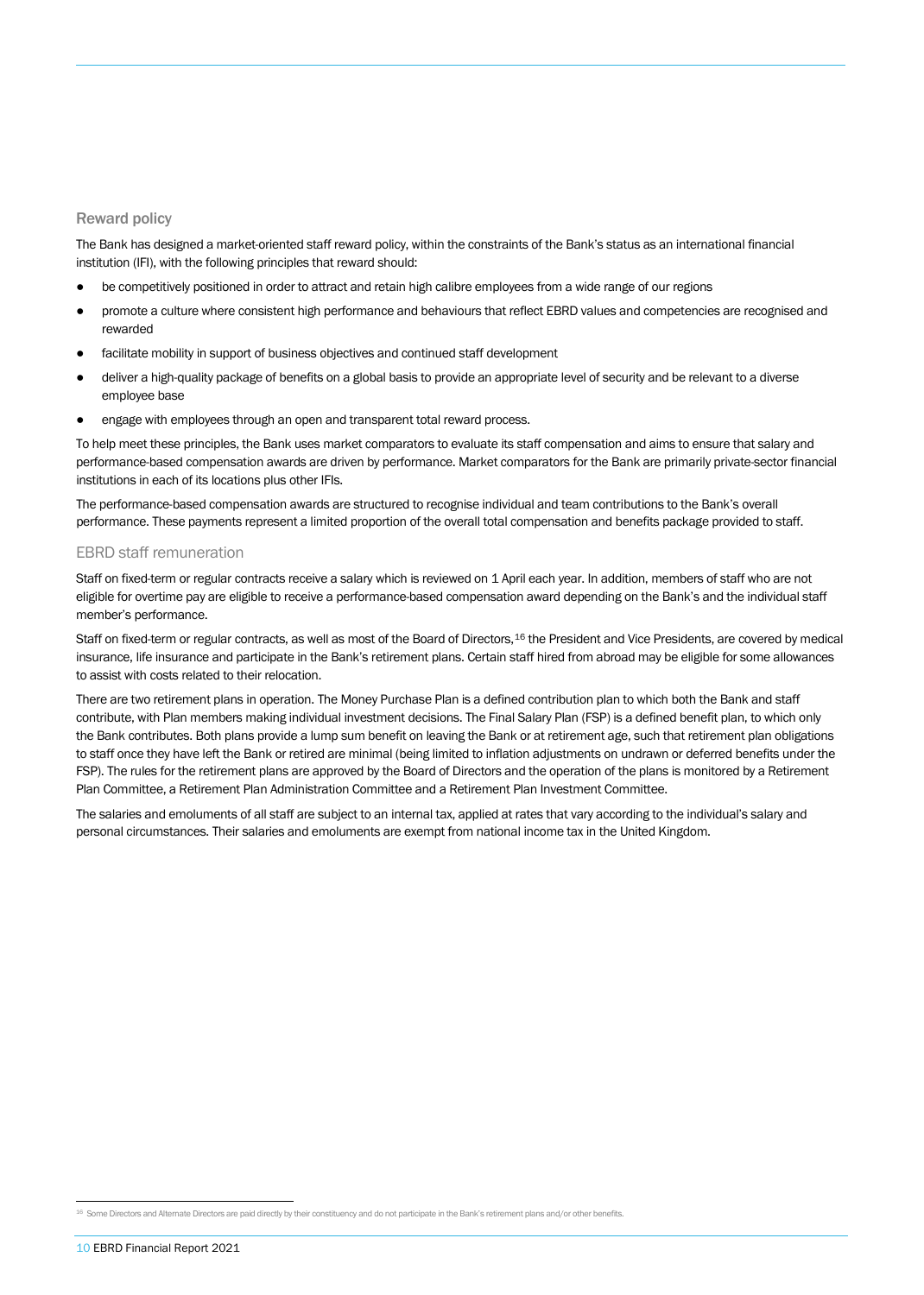## Reward policy

The Bank has designed a market-oriented staff reward policy, within the constraints of the Bank's status as an international financial institution (IFI), with the following principles that reward should:

- be competitively positioned in order to attract and retain high calibre employees from a wide range of our regions
- promote a culture where consistent high performance and behaviours that reflect EBRD values and competencies are recognised and rewarded
- facilitate mobility in support of business objectives and continued staff development
- deliver a high-quality package of benefits on a global basis to provide an appropriate level of security and be relevant to a diverse employee base
- engage with employees through an open and transparent total reward process.

To help meet these principles, the Bank uses market comparators to evaluate its staff compensation and aims to ensure that salary and performance-based compensation awards are driven by performance. Market comparators for the Bank are primarily private-sector financial institutions in each of its locations plus other IFIs.

The performance-based compensation awards are structured to recognise individual and team contributions to the Bank's overall performance. These payments represent a limited proportion of the overall total compensation and benefits package provided to staff.

## EBRD staff remuneration

Staff on fixed-term or regular contracts receive a salary which is reviewed on 1 April each year. In addition, members of staff who are not eligible for overtime pay are eligible to receive a performance-based compensation award depending on the Bank's and the individual staff member's performance.

Staff on fixed-term or regular contracts, as well as most of the Board of Directors,[16] the President and Vice Presidents, are covered by medical insurance, life insurance and participate in the Bank's retirement plans. Certain staff hired from abroad may be eligible for some allowances to assist with costs related to their relocation.

There are two retirement plans in operation. The Money Purchase Plan is a defined contribution plan to which both the Bank and staff contribute, with Plan members making individual investment decisions. The Final Salary Plan (FSP) is a defined benefit plan, to which only the Bank contributes. Both plans provide a lump sum benefit on leaving the Bank or at retirement age, such that retirement plan obligations to staff once they have left the Bank or retired are minimal (being limited to inflation adjustments on undrawn or deferred benefits under the FSP). The rules for the retirement plans are approved by the Board of Directors and the operation of the plans is monitored by a Retirement Plan Committee, a Retirement Plan Administration Committee and a Retirement Plan Investment Committee.

The salaries and emoluments of all staff are subject to an internal tax, applied at rates that vary according to the individual's salary and personal circumstances. Their salaries and emoluments are exempt from national income tax in the United Kingdom.

[16] Some Directors and Alternate Directors are paid directly by their constituency and do not participate in the Bank's retirement plans and/or other benefits.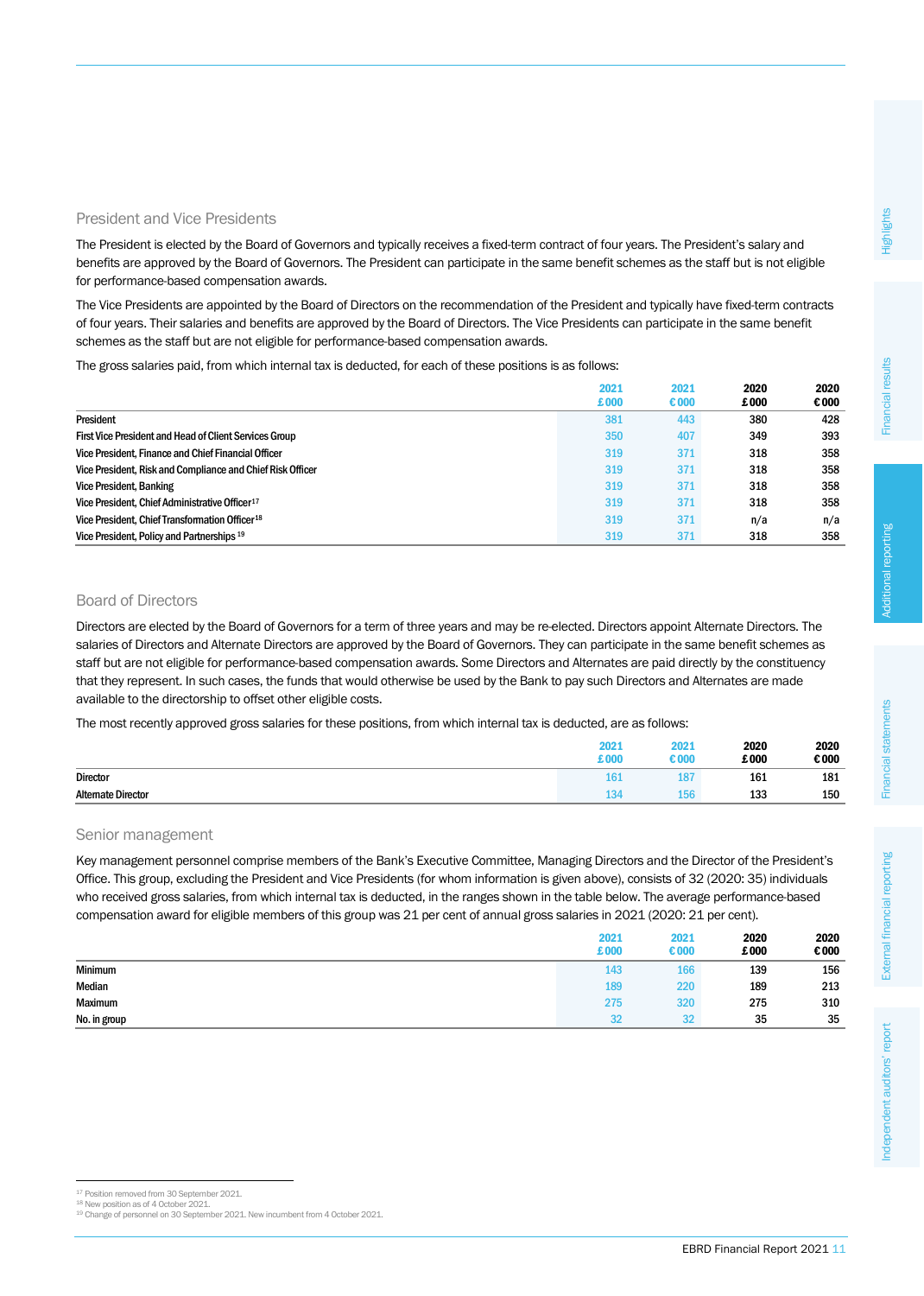## President and Vice Presidents

The President is elected by the Board of Governors and typically receives a fixed-term contract of four years. The President's salary and benefits are approved by the Board of Governors. The President can participate in the same benefit schemes as the staff but is not eligible for performance-based compensation awards.

The Vice Presidents are appointed by the Board of Directors on the recommendation of the President and typically have fixed-term contracts of four years. Their salaries and benefits are approved by the Board of Directors. The Vice Presidents can participate in the same benefit schemes as the staff but are not eligible for performance-based compensation awards.

The gross salaries paid, from which internal tax is deducted, for each of these positions is as follows:

| | 2021 £ 000 | 2021 € 000 | 2020 £ 000 | 2020 € 000 |
|---|---|---|---|---|
| President | 381 | 443 | 380 | 428 |
| First Vice President and Head of Client Services Group | 350 | 407 | 349 | 393 |
| Vice President, Finance and Chief Financial Officer | 319 | 371 | 318 | 358 |
| Vice President, Risk and Compliance and Chief Risk Officer | 319 | 371 | 318 | 358 |
| Vice President, Banking | 319 | 371 | 318 | 358 |
| Vice President, Chief Administrative Officer[17] | 319 | 371 | 318 | 358 |
| Vice President, Chief Transformation Officer[18] | 319 | 371 | n/a | n/a |
| Vice President, Policy and Partnerships [19] | 319 | 371 | 318 | 358 |

## Board of Directors

Directors are elected by the Board of Governors for a term of three years and may be re-elected. Directors appoint Alternate Directors. The salaries of Directors and Alternate Directors are approved by the Board of Governors. They can participate in the same benefit schemes as staff but are not eligible for performance-based compensation awards. Some Directors and Alternates are paid directly by the constituency that they represent. In such cases, the funds that would otherwise be used by the Bank to pay such Directors and Alternates are made available to the directorship to offset other eligible costs.

The most recently approved gross salaries for these positions, from which internal tax is deducted, are as follows:

| | 2021 £ 000 | 2021 € 000 | 2020 £ 000 | 2020 € 000 |
|---|---|---|---|---|
| Director | 161 | 187 | 161 | 181 |
| Alternate Director | 134 | 156 | 133 | 150 |

## Senior management

Key management personnel comprise members of the Bank's Executive Committee, Managing Directors and the Director of the President's Office. This group, excluding the President and Vice Presidents (for whom information is given above), consists of 32 (2020: 35) individuals who received gross salaries, from which internal tax is deducted, in the ranges shown in the table below. The average performance-based compensation award for eligible members of this group was 21 per cent of annual gross salaries in 2021 (2020: 21 per cent).

| | 2021 £ 000 | 2021 € 000 | 2020 £ 000 | 2020 € 000 |
|---|---|---|---|---|
| Minimum | 143 | 166 | 139 | 156 |
| Median | 189 | 220 | 189 | 213 |
| Maximum | 275 | 320 | 275 | 310 |
| No. in group | 32 | 32 | 35 | 35 |

[17] Position removed from 30 September 2021.
[18] New position as of 4 October 2021.
[19] Change of personnel on 30 September 2021. New incumbent from 4 October 2021.